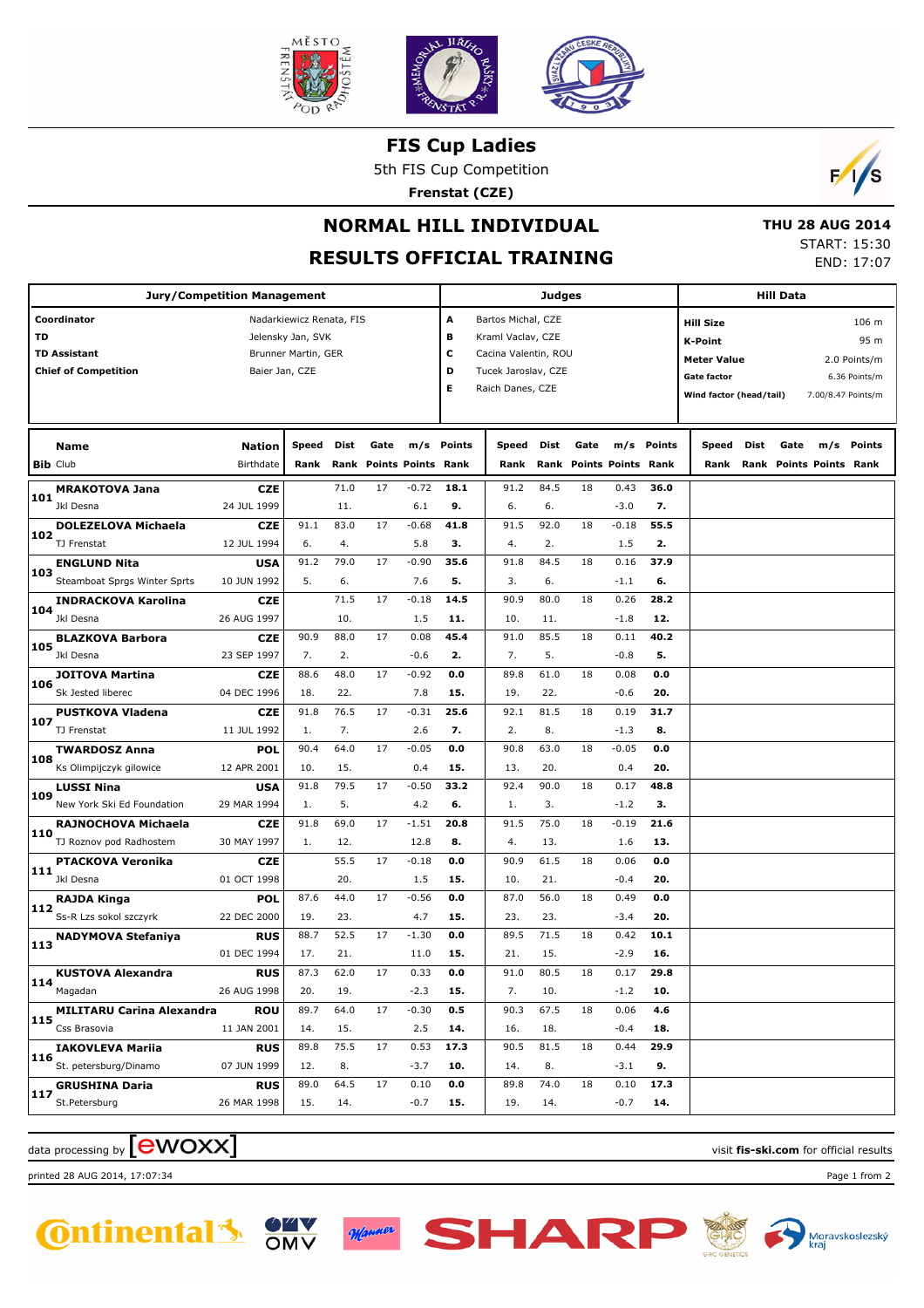# FIS Cup Ladies

5th FIS Cup Competition

**Frenstat (CZE)**

## NORMAL HILL INDIVIDUAL

## RESULTS OFFICIAL TRAINING

**THU 28 AUG 2014**
START: 15:30
END: 17:07

| Jury/Competition Management | | Judges | | Hill Data | |
|---|---|---|---|---|---|
| **Coordinator** | Nadarkiewicz Renata, FIS | A | Bartos Michal, CZE | **Hill Size** | 106 m |
| **TD** | Jelensky Jan, SVK | B | Kraml Vaclav, CZE | **K-Point** | 95 m |
| **TD Assistant** | Brunner Martin, GER | C | Cacina Valentin, ROU | **Meter Value** | 2.0 Points/m |
| **Chief of Competition** | Baier Jan, CZE | D | Tucek Jaroslav, CZE | **Gate factor** | 6.36 Points/m |
| | | E | Raich Danes, CZE | **Wind factor (head/tail)** | 7.00/8.47 Points/m |

| Bib | Name / Club | Nation / Birthdate | Speed / Rank | Dist / Rank | Gate / Points | m/s / Points | Points / Rank | Speed / Rank | Dist / Rank | Gate / Points | m/s / Points | Points / Rank | Speed / Rank | Dist / Rank | Gate / Points | m/s / Points | Points / Rank |
|---|---|---|---|---|---|---|---|---|---|---|---|---|---|---|---|---|---|
| 101 | **MRAKOTOVA Jana** | **CZE** | | 71.0 | 17 | -0.72 | **18.1** | 91.2 | 84.5 | 18 | 0.43 | **36.0** | | | | | |
| | Jkl Desna | 24 JUL 1999 | | 11. | | 6.1 | **9.** | 6. | 6. | | -3.0 | **7.** | | | | | |
| 102 | **DOLEZELOVA Michaela** | **CZE** | 91.1 | 83.0 | 17 | -0.68 | **41.8** | 91.5 | 92.0 | 18 | -0.18 | **55.5** | | | | | |
| | TJ Frenstat | 12 JUL 1994 | 6. | 4. | | 5.8 | **3.** | 4. | 2. | | 1.5 | **2.** | | | | | |
| 103 | **ENGLUND Nita** | **USA** | 91.2 | 79.0 | 17 | -0.90 | **35.6** | 91.8 | 84.5 | 18 | 0.16 | **37.9** | | | | | |
| | Steamboat Sprgs Winter Sprts | 10 JUN 1992 | 5. | 6. | | 7.6 | **5.** | 3. | 6. | | -1.1 | **6.** | | | | | |
| 104 | **INDRACKOVA Karolina** | **CZE** | | 71.5 | 17 | -0.18 | **14.5** | 90.9 | 80.0 | 18 | 0.26 | **28.2** | | | | | |
| | Jkl Desna | 26 AUG 1997 | | 10. | | 1.5 | **11.** | 10. | 11. | | -1.8 | **12.** | | | | | |
| 105 | **BLAZKOVA Barbora** | **CZE** | 90.9 | 88.0 | 17 | 0.08 | **45.4** | 91.0 | 85.5 | 18 | 0.11 | **40.2** | | | | | |
| | Jkl Desna | 23 SEP 1997 | 7. | 2. | | -0.6 | **2.** | 7. | 5. | | -0.8 | **5.** | | | | | |
| 106 | **JOITOVA Martina** | **CZE** | 88.6 | 48.0 | 17 | -0.92 | **0.0** | 89.8 | 61.0 | 18 | 0.08 | **0.0** | | | | | |
| | Sk Jested liberec | 04 DEC 1996 | 18. | 22. | | 7.8 | **15.** | 19. | 22. | | -0.6 | **20.** | | | | | |
| 107 | **PUSTKOVA Vladena** | **CZE** | 91.8 | 76.5 | 17 | -0.31 | **25.6** | 92.1 | 81.5 | 18 | 0.19 | **31.7** | | | | | |
| | TJ Frenstat | 11 JUL 1992 | 1. | 7. | | 2.6 | **7.** | 2. | 8. | | -1.3 | **8.** | | | | | |
| 108 | **TWARDOSZ Anna** | **POL** | 90.4 | 64.0 | 17 | -0.05 | **0.0** | 90.8 | 63.0 | 18 | -0.05 | **0.0** | | | | | |
| | Ks Olimpijczyk gilowice | 12 APR 2001 | 10. | 15. | | 0.4 | **15.** | 13. | 20. | | 0.4 | **20.** | | | | | |
| 109 | **LUSSI Nina** | **USA** | 91.8 | 79.5 | 17 | -0.50 | **33.2** | 92.4 | 90.0 | 18 | 0.17 | **48.8** | | | | | |
| | New York Ski Ed Foundation | 29 MAR 1994 | 1. | 5. | | 4.2 | **6.** | 1. | 3. | | -1.2 | **3.** | | | | | |
| 110 | **RAJNOCHOVA Michaela** | **CZE** | 91.8 | 69.0 | 17 | -1.51 | **20.8** | 91.5 | 75.0 | 18 | -0.19 | **21.6** | | | | | |
| | TJ Roznov pod Radhostem | 30 MAY 1997 | 1. | 12. | | 12.8 | **8.** | 4. | 13. | | 1.6 | **13.** | | | | | |
| 111 | **PTACKOVA Veronika** | **CZE** | | 55.5 | 17 | -0.18 | **0.0** | 90.9 | 61.5 | 18 | 0.06 | **0.0** | | | | | |
| | Jkl Desna | 01 OCT 1998 | | 20. | | 1.5 | **15.** | 10. | 21. | | -0.4 | **20.** | | | | | |
| 112 | **RAJDA Kinga** | **POL** | 87.6 | 44.0 | 17 | -0.56 | **0.0** | 87.0 | 56.0 | 18 | 0.49 | **0.0** | | | | | |
| | Ss-R Lzs sokol szczyrk | 22 DEC 2000 | 19. | 23. | | 4.7 | **15.** | 23. | 23. | | -3.4 | **20.** | | | | | |
| 113 | **NADYMOVA Stefaniya** | **RUS** | 88.7 | 52.5 | 17 | -1.30 | **0.0** | 89.5 | 71.5 | 18 | 0.42 | **10.1** | | | | | |
| | | 01 DEC 1994 | 17. | 21. | | 11.0 | **15.** | 21. | 15. | | -2.9 | **16.** | | | | | |
| 114 | **KUSTOVA Alexandra** | **RUS** | 87.3 | 62.0 | 17 | 0.33 | **0.0** | 91.0 | 80.5 | 18 | 0.17 | **29.8** | | | | | |
| | Magadan | 26 AUG 1998 | 20. | 19. | | -2.3 | **15.** | 7. | 10. | | -1.2 | **10.** | | | | | |
| 115 | **MILITARU Carina Alexandra** | **ROU** | 89.7 | 64.0 | 17 | -0.30 | **0.5** | 90.3 | 67.5 | 18 | 0.06 | **4.6** | | | | | |
| | Css Brasovia | 11 JAN 2001 | 14. | 15. | | 2.5 | **14.** | 16. | 18. | | -0.4 | **18.** | | | | | |
| 116 | **IAKOVLEVA Mariia** | **RUS** | 89.8 | 75.5 | 17 | 0.53 | **17.3** | 90.5 | 81.5 | 18 | 0.44 | **29.9** | | | | | |
| | St. petersburg/Dinamo | 07 JUN 1999 | 12. | 8. | | -3.7 | **10.** | 14. | 8. | | -3.1 | **9.** | | | | | |
| 117 | **GRUSHINA Daria** | **RUS** | 89.0 | 64.5 | 17 | 0.10 | **0.0** | 89.8 | 74.0 | 18 | 0.10 | **17.3** | | | | | |
| | St.Petersburg | 26 MAR 1998 | 15. | 14. | | -0.7 | **15.** | 19. | 14. | | -0.7 | **14.** | | | | | |

data processing by ewoxx — visit **fis-ski.com** for official results

printed 28 AUG 2014, 17:07:34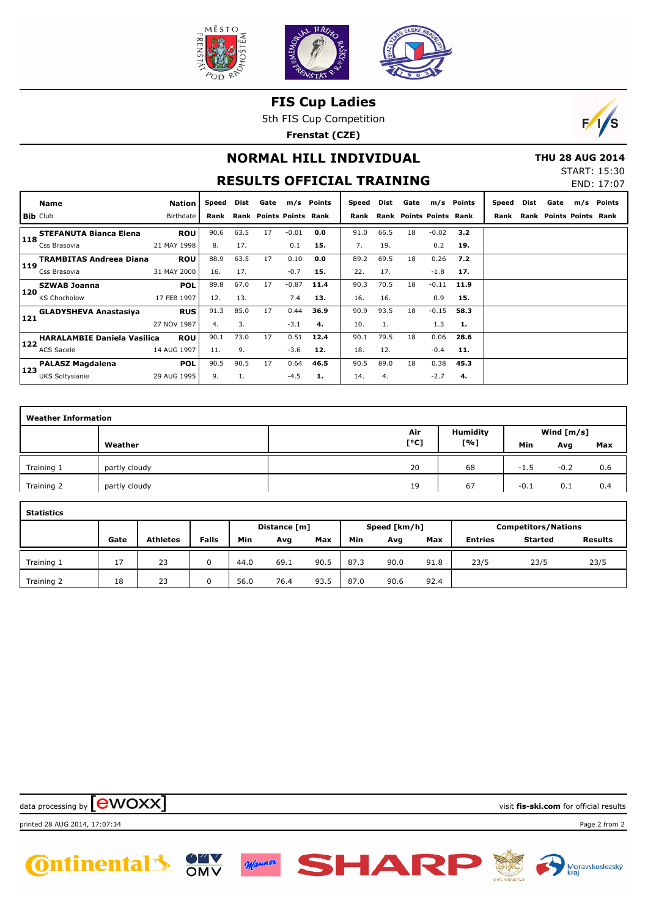# FIS Cup Ladies

5th FIS Cup Competition

**Frenstat (CZE)**

## NORMAL HILL INDIVIDUAL

**THU 28 AUG 2014**

START: 15:30

END: 17:07

## RESULTS OFFICIAL TRAINING

| Bib | Name / Club | Nation / Birthdate | Speed / Rank | Dist / Rank | Gate / Points | m/s / Points | Points / Rank | Speed / Rank | Dist / Rank | Gate / Points | m/s / Points | Points / Rank | Speed / Rank | Dist / Rank | Gate / Points | m/s / Points | Points / Rank |
|---|---|---|---|---|---|---|---|---|---|---|---|---|---|---|---|---|---|
| 118 | **STEFANUTA Bianca Elena** | **ROU** | 90.6 | 63.5 | 17 | -0.01 | **0.0** | 91.0 | 66.5 | 18 | -0.02 | **3.2** | | | | | |
| | Css Brasovia | 21 MAY 1998 | 8. | 17. | | 0.1 | **15.** | 7. | 19. | | 0.2 | **19.** | | | | | |
| 119 | **TRAMBITAS Andreea Diana** | **ROU** | 88.9 | 63.5 | 17 | 0.10 | **0.0** | 89.2 | 69.5 | 18 | 0.26 | **7.2** | | | | | |
| | Css Brasovia | 31 MAY 2000 | 16. | 17. | | -0.7 | **15.** | 22. | 17. | | -1.8 | **17.** | | | | | |
| 120 | **SZWAB Joanna** | **POL** | 89.8 | 67.0 | 17 | -0.87 | **11.4** | 90.3 | 70.5 | 18 | -0.11 | **11.9** | | | | | |
| | KS Chocholow | 17 FEB 1997 | 12. | 13. | | 7.4 | **13.** | 16. | 16. | | 0.9 | **15.** | | | | | |
| 121 | **GLADYSHEVA Anastasiya** | **RUS** | 91.3 | 85.0 | 17 | 0.44 | **36.9** | 90.9 | 93.5 | 18 | -0.15 | **58.3** | | | | | |
| | | 27 NOV 1987 | 4. | 3. | | -3.1 | **4.** | 10. | 1. | | 1.3 | **1.** | | | | | |
| 122 | **HARALAMBIE Daniela Vasilica** | **ROU** | 90.1 | 73.0 | 17 | 0.51 | **12.4** | 90.1 | 79.5 | 18 | 0.06 | **28.6** | | | | | |
| | ACS Sacele | 14 AUG 1997 | 11. | 9. | | -3.6 | **12.** | 18. | 12. | | -0.4 | **11.** | | | | | |
| 123 | **PALASZ Magdalena** | **POL** | 90.5 | 90.5 | 17 | 0.64 | **46.5** | 90.5 | 89.0 | 18 | 0.38 | **45.3** | | | | | |
| | UKS Soltysianie | 29 AUG 1995 | 9. | 1. | | -4.5 | **1.** | 14. | 4. | | -2.7 | **4.** | | | | | |

### Weather Information

| | Weather | Air [°C] | Humidity [%] | Wind [m/s] Min | Avg | Max |
|---|---|---|---|---|---|---|
| Training 1 | partly cloudy | 20 | 68 | -1.5 | -0.2 | 0.6 |
| Training 2 | partly cloudy | 19 | 67 | -0.1 | 0.1 | 0.4 |

### Statistics

| | Gate | Athletes | Falls | Distance [m] Min | Avg | Max | Speed [km/h] Min | Avg | Max | Competitors/Nations Entries | Started | Results |
|---|---|---|---|---|---|---|---|---|---|---|---|---|
| Training 1 | 17 | 23 | 0 | 44.0 | 69.1 | 90.5 | 87.3 | 90.0 | 91.8 | 23/5 | 23/5 | 23/5 |
| Training 2 | 18 | 23 | 0 | 56.0 | 76.4 | 93.5 | 87.0 | 90.6 | 92.4 | | | |

data processing by ewoxx

visit **fis-ski.com** for official results

printed 28 AUG 2014, 17:07:34